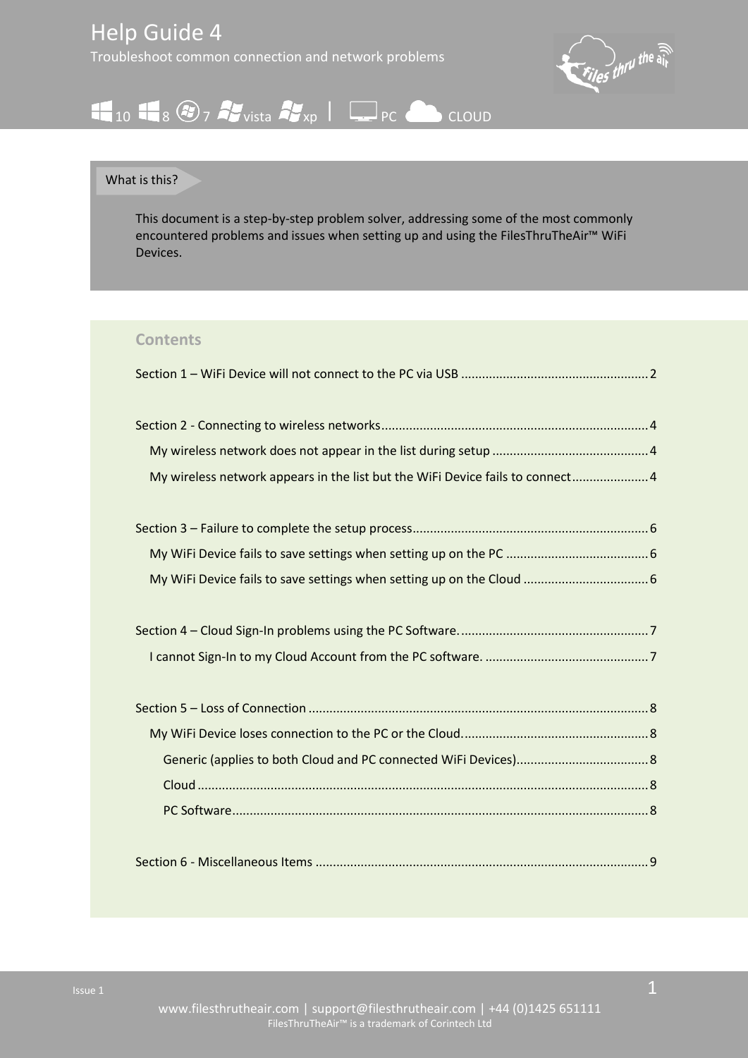# Help Guide 4

Troubleshoot common connection and network problems

10 8 7 vista xp | PC CLOUD

What is this?

This document is a step-by-step problem solver, addressing some of the most commonly encountered problems and issues when setting up and using the FilesThruTheAir™ WiFi Devices.

## Contents

Section 1 – WiFi Device will not connect to the PC via USB ..... 2

Section 2 - Connecting to wireless networks ..... 4
- My wireless network does not appear in the list during setup ..... 4
- My wireless network appears in the list but the WiFi Device fails to connect ..... 4

Section 3 – Failure to complete the setup process ..... 6
- My WiFi Device fails to save settings when setting up on the PC ..... 6
- My WiFi Device fails to save settings when setting up on the Cloud ..... 6

Section 4 – Cloud Sign-In problems using the PC Software. ..... 7
- I cannot Sign-In to my Cloud Account from the PC software. ..... 7

Section 5 – Loss of Connection ..... 8
- My WiFi Device loses connection to the PC or the Cloud. ..... 8
  - Generic (applies to both Cloud and PC connected WiFi Devices) ..... 8
  - Cloud ..... 8
  - PC Software ..... 8

Section 6 - Miscellaneous Items ..... 9

Issue 1

www.filesthrutheair.com | support@filesthrutheair.com | +44 (0)1425 651111

FilesThruTheAir™ is a trademark of Corintech Ltd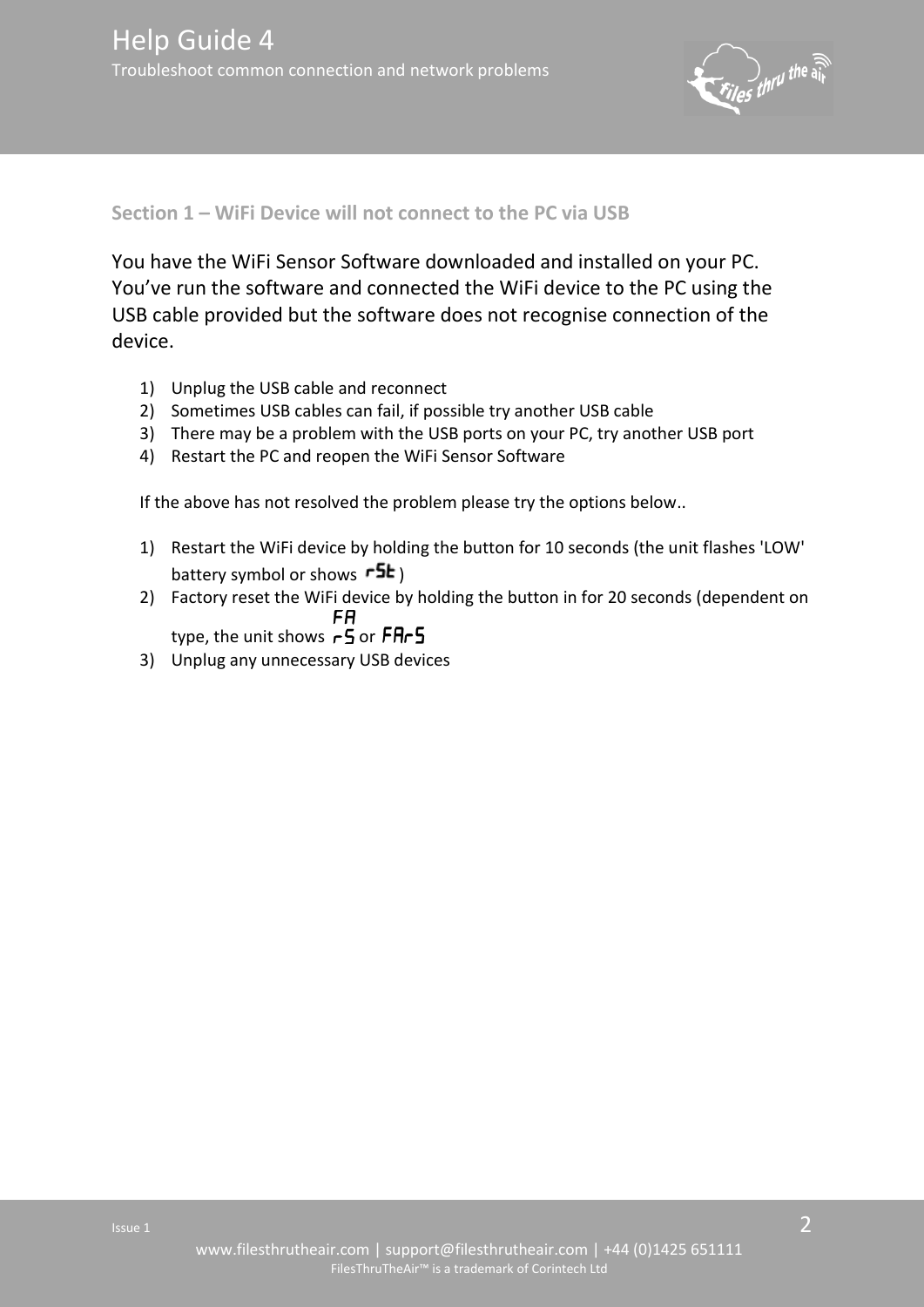## Section 1 – WiFi Device will not connect to the PC via USB

You have the WiFi Sensor Software downloaded and installed on your PC. You've run the software and connected the WiFi device to the PC using the USB cable provided but the software does not recognise connection of the device.

1) Unplug the USB cable and reconnect
2) Sometimes USB cables can fail, if possible try another USB cable
3) There may be a problem with the USB ports on your PC, try another USB port
4) Restart the PC and reopen the WiFi Sensor Software

If the above has not resolved the problem please try the options below..

1) Restart the WiFi device by holding the button for 10 seconds (the unit flashes 'LOW' battery symbol or shows rSt )
2) Factory reset the WiFi device by holding the button in for 20 seconds (dependent on type, the unit shows FA rS or FArS
3) Unplug any unnecessary USB devices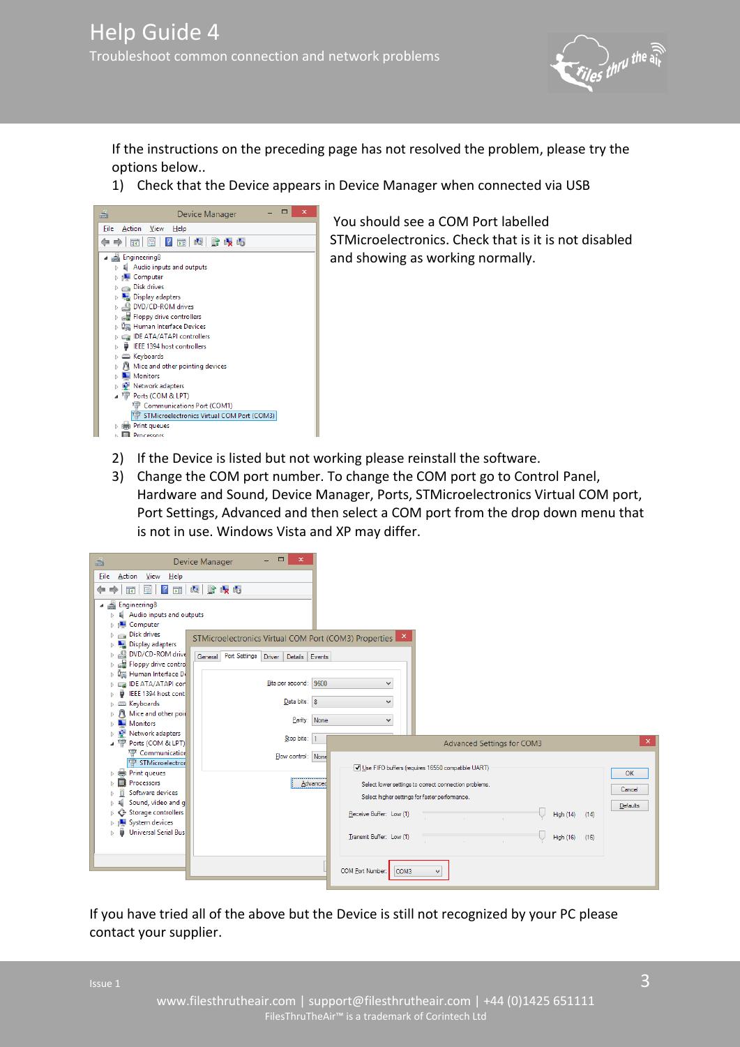If the instructions on the preceding page has not resolved the problem, please try the options below..

1) Check that the Device appears in Device Manager when connected via USB

You should see a COM Port labelled STMicroelectronics. Check that is it is not disabled and showing as working normally.

2) If the Device is listed but not working please reinstall the software.
3) Change the COM port number. To change the COM port go to Control Panel, Hardware and Sound, Device Manager, Ports, STMicroelectronics Virtual COM port, Port Settings, Advanced and then select a COM port from the drop down menu that is not in use. Windows Vista and XP may differ.

If you have tried all of the above but the Device is still not recognized by your PC please contact your supplier.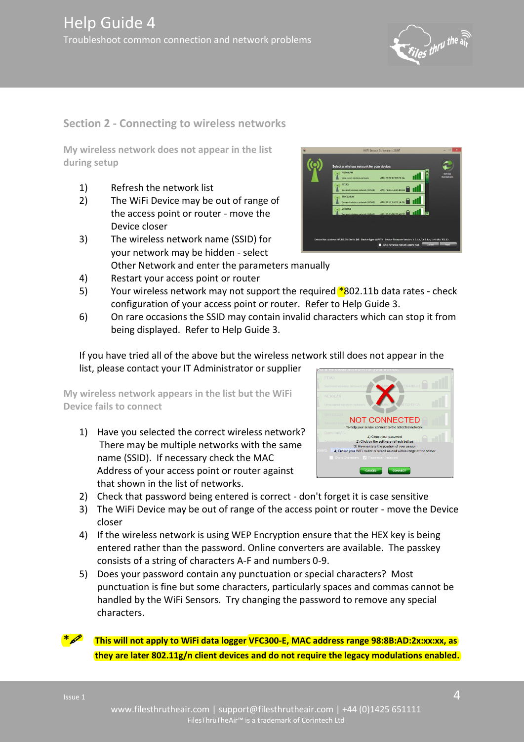# Help Guide 4

Troubleshoot common connection and network problems

## Section 2 - Connecting to wireless networks

### My wireless network does not appear in the list during setup

1) Refresh the network list
2) The WiFi Device may be out of range of the access point or router - move the Device closer
3) The wireless network name (SSID) for your network may be hidden - select Other Network and enter the parameters manually
4) Restart your access point or router
5) Your wireless network may not support the required *802.11b data rates - check configuration of your access point or router. Refer to Help Guide 3.
6) On rare occasions the SSID may contain invalid characters which can stop it from being displayed. Refer to Help Guide 3.

If you have tried all of the above but the wireless network still does not appear in the list, please contact your IT Administrator or supplier

### My wireless network appears in the list but the WiFi Device fails to connect

1) Have you selected the correct wireless network? There may be multiple networks with the same name (SSID). If necessary check the MAC Address of your access point or router against that shown in the list of networks.
2) Check that password being entered is correct - don't forget it is case sensitive
3) The WiFi Device may be out of range of the access point or router - move the Device closer
4) If the wireless network is using WEP Encryption ensure that the HEX key is being entered rather than the password. Online converters are available. The passkey consists of a string of characters A-F and numbers 0-9.
5) Does your password contain any punctuation or special characters? Most punctuation is fine but some characters, particularly spaces and commas cannot be handled by the WiFi Sensors. Try changing the password to remove any special characters.

* **This will not apply to WiFi data logger VFC300-E, MAC address range 98:8B:AD:2x:xx:xx, as they are later 802.11g/n client devices and do not require the legacy modulations enabled.**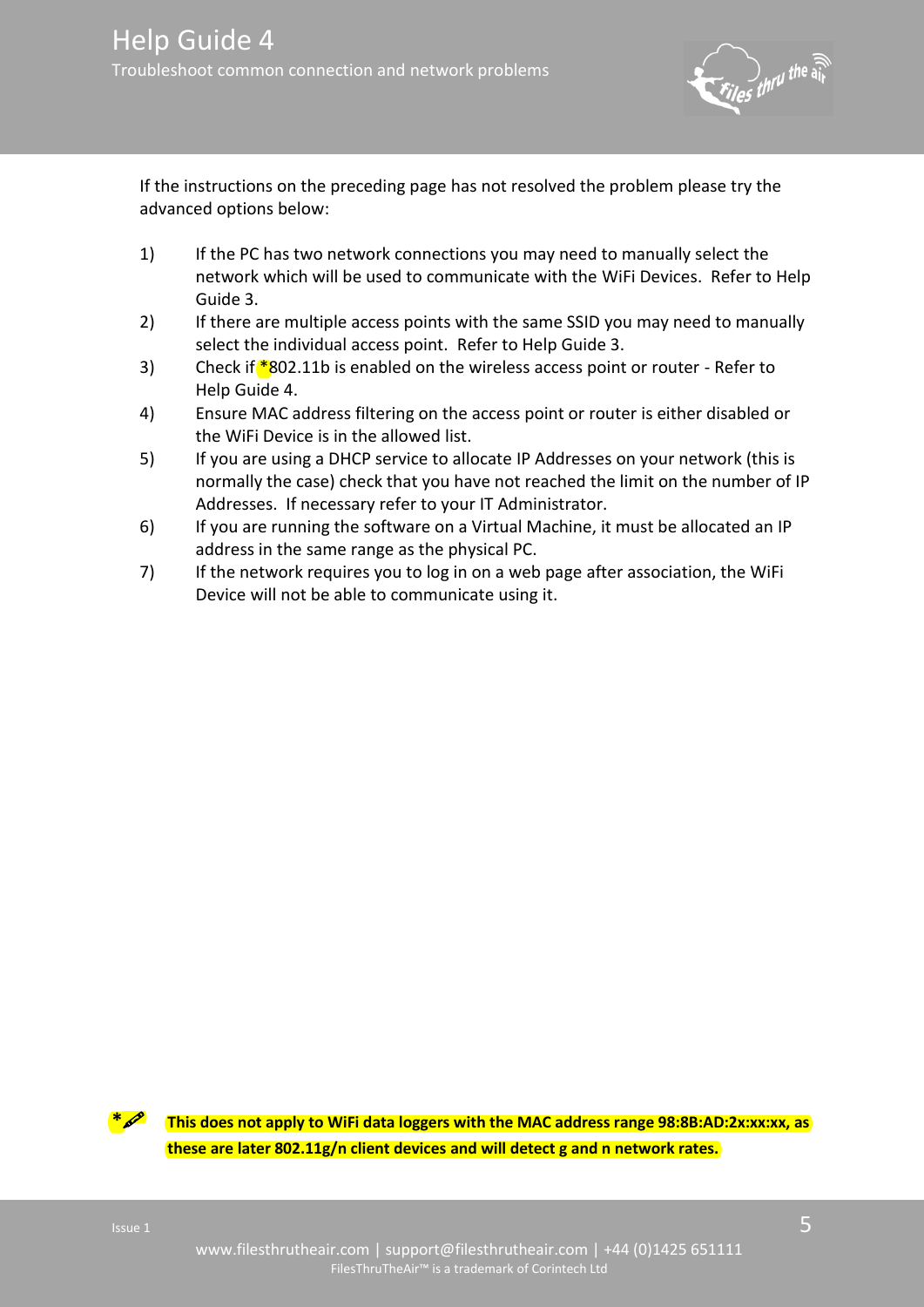If the instructions on the preceding page has not resolved the problem please try the advanced options below:

1) If the PC has two network connections you may need to manually select the network which will be used to communicate with the WiFi Devices.  Refer to Help Guide 3.
2) If there are multiple access points with the same SSID you may need to manually select the individual access point.  Refer to Help Guide 3.
3) Check if *802.11b is enabled on the wireless access point or router - Refer to Help Guide 4.
4) Ensure MAC address filtering on the access point or router is either disabled or the WiFi Device is in the allowed list.
5) If you are using a DHCP service to allocate IP Addresses on your network (this is normally the case) check that you have not reached the limit on the number of IP Addresses.  If necessary refer to your IT Administrator.
6) If you are running the software on a Virtual Machine, it must be allocated an IP address in the same range as the physical PC.
7) If the network requires you to log in on a web page after association, the WiFi Device will not be able to communicate using it.

* **This does not apply to WiFi data loggers with the MAC address range 98:8B:AD:2x:xx:xx, as these are later 802.11g/n client devices and will detect g and n network rates.**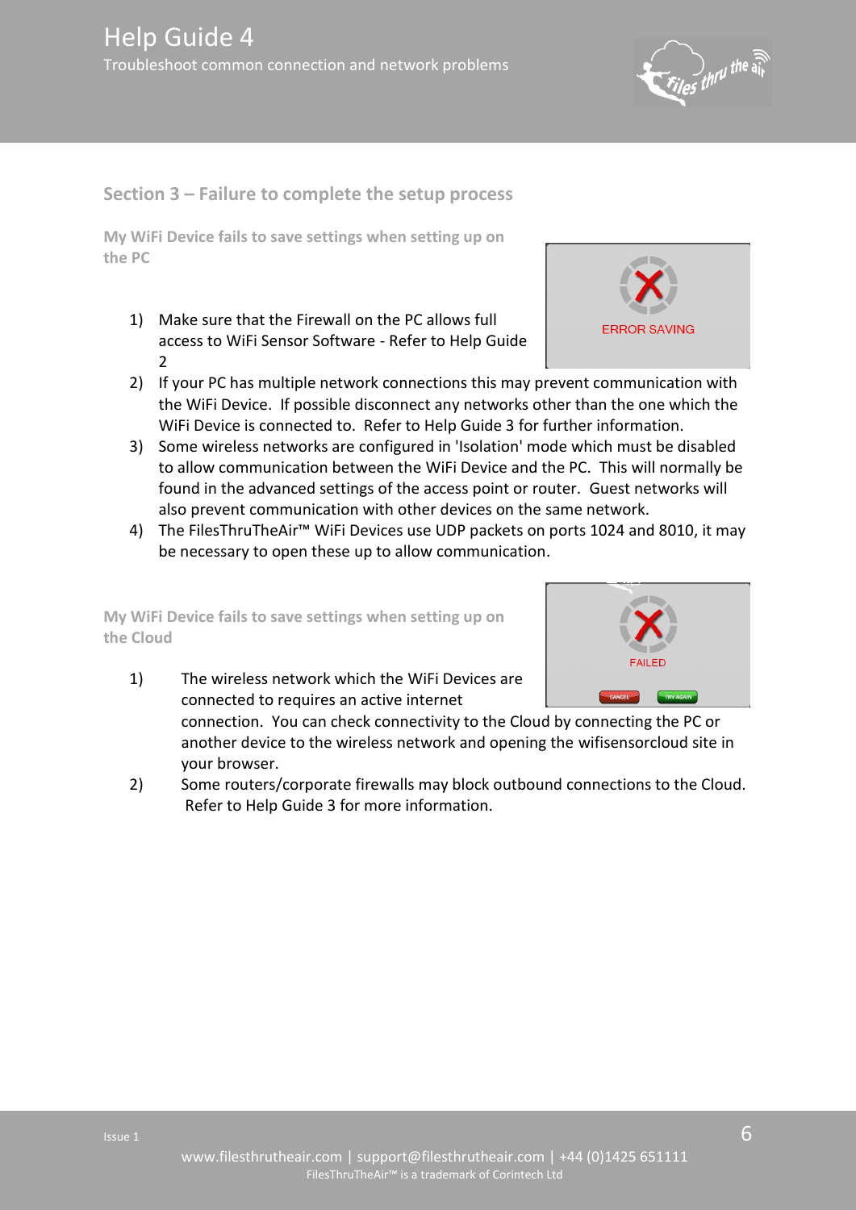## Section 3 – Failure to complete the setup process

### My WiFi Device fails to save settings when setting up on the PC

1) Make sure that the Firewall on the PC allows full access to WiFi Sensor Software - Refer to Help Guide 2
2) If your PC has multiple network connections this may prevent communication with the WiFi Device. If possible disconnect any networks other than the one which the WiFi Device is connected to. Refer to Help Guide 3 for further information.
3) Some wireless networks are configured in 'Isolation' mode which must be disabled to allow communication between the WiFi Device and the PC. This will normally be found in the advanced settings of the access point or router. Guest networks will also prevent communication with other devices on the same network.
4) The FilesThruTheAir™ WiFi Devices use UDP packets on ports 1024 and 8010, it may be necessary to open these up to allow communication.

### My WiFi Device fails to save settings when setting up on the Cloud

1) The wireless network which the WiFi Devices are connected to requires an active internet connection. You can check connectivity to the Cloud by connecting the PC or another device to the wireless network and opening the wifisensorcloud site in your browser.
2) Some routers/corporate firewalls may block outbound connections to the Cloud. Refer to Help Guide 3 for more information.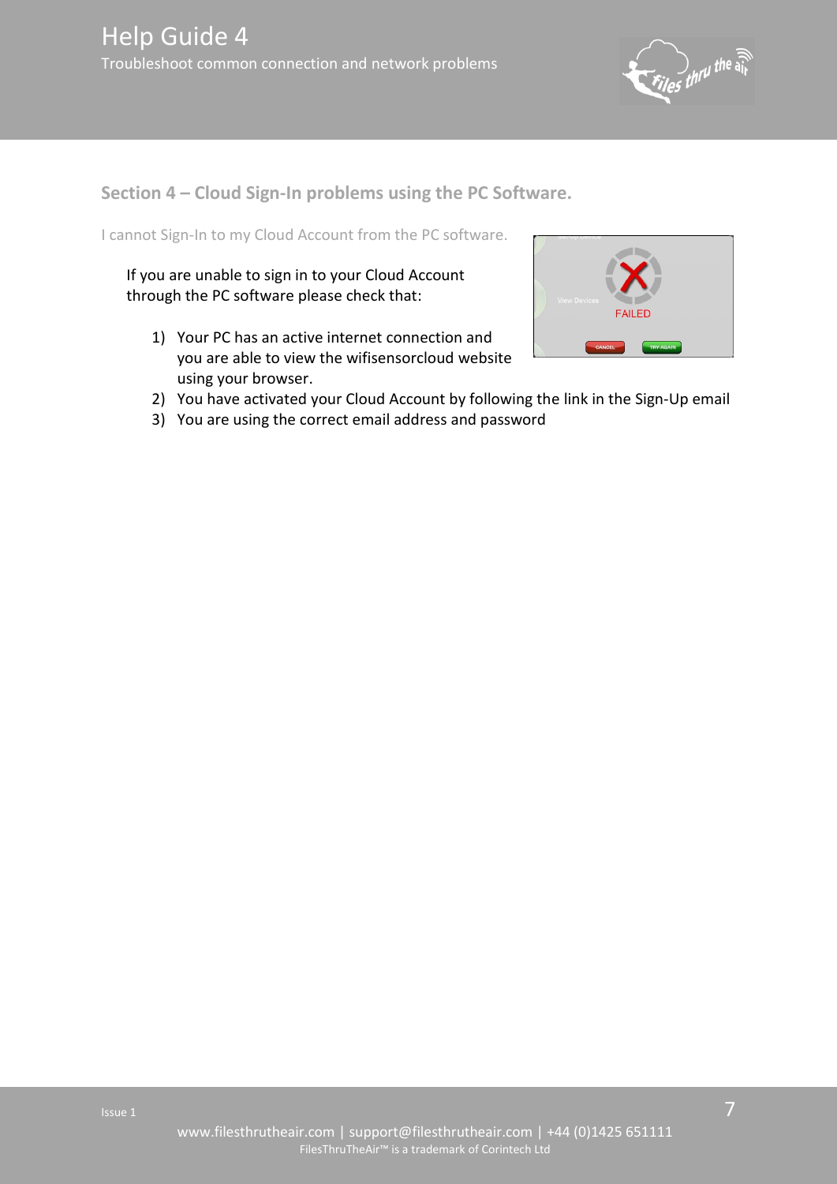## Section 4 – Cloud Sign-In problems using the PC Software.

I cannot Sign-In to my Cloud Account from the PC software.

If you are unable to sign in to your Cloud Account through the PC software please check that:

1) Your PC has an active internet connection and you are able to view the wifisensorcloud website using your browser.
2) You have activated your Cloud Account by following the link in the Sign-Up email
3) You are using the correct email address and password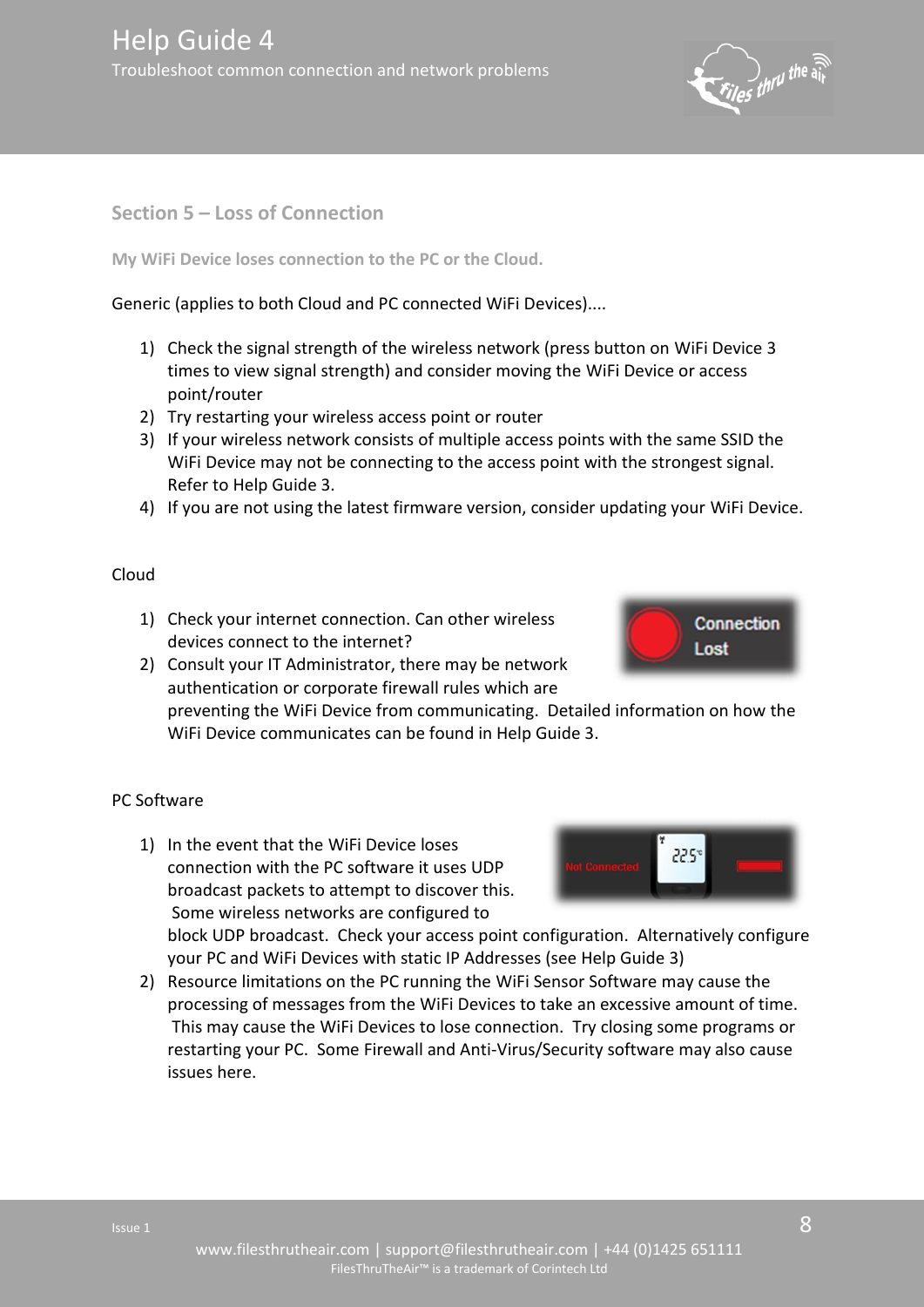## Section 5 – Loss of Connection

### My WiFi Device loses connection to the PC or the Cloud.

Generic (applies to both Cloud and PC connected WiFi Devices)....

1) Check the signal strength of the wireless network (press button on WiFi Device 3 times to view signal strength) and consider moving the WiFi Device or access point/router
2) Try restarting your wireless access point or router
3) If your wireless network consists of multiple access points with the same SSID the WiFi Device may not be connecting to the access point with the strongest signal. Refer to Help Guide 3.
4) If you are not using the latest firmware version, consider updating your WiFi Device.

Cloud

1) Check your internet connection. Can other wireless devices connect to the internet?
2) Consult your IT Administrator, there may be network authentication or corporate firewall rules which are preventing the WiFi Device from communicating. Detailed information on how the WiFi Device communicates can be found in Help Guide 3.

PC Software

1) In the event that the WiFi Device loses connection with the PC software it uses UDP broadcast packets to attempt to discover this. Some wireless networks are configured to block UDP broadcast. Check your access point configuration. Alternatively configure your PC and WiFi Devices with static IP Addresses (see Help Guide 3)
2) Resource limitations on the PC running the WiFi Sensor Software may cause the processing of messages from the WiFi Devices to take an excessive amount of time. This may cause the WiFi Devices to lose connection. Try closing some programs or restarting your PC. Some Firewall and Anti-Virus/Security software may also cause issues here.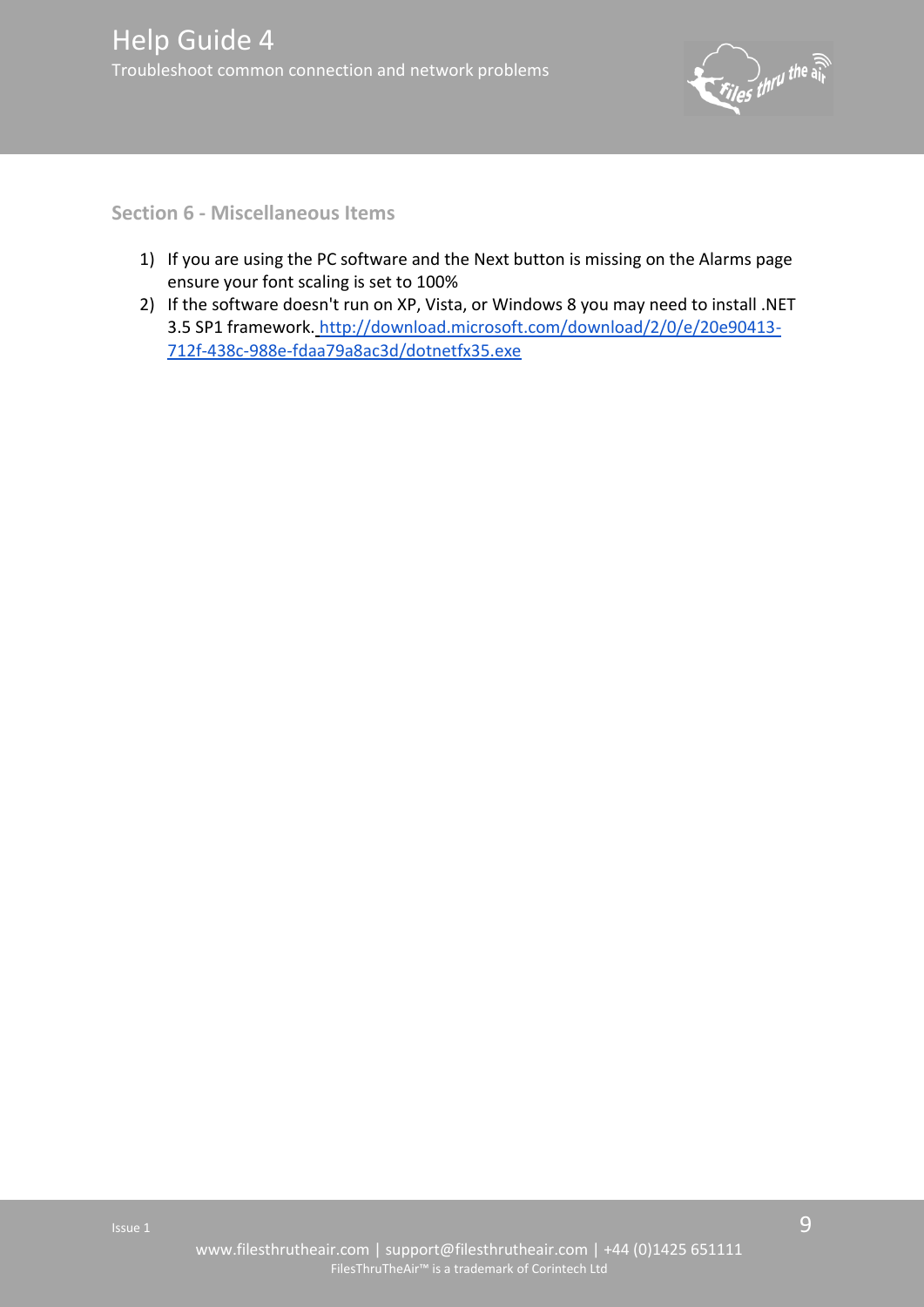## Section 6 - Miscellaneous Items

1) If you are using the PC software and the Next button is missing on the Alarms page ensure your font scaling is set to 100%
2) If the software doesn't run on XP, Vista, or Windows 8 you may need to install .NET 3.5 SP1 framework. http://download.microsoft.com/download/2/0/e/20e90413-712f-438c-988e-fdaa79a8ac3d/dotnetfx35.exe